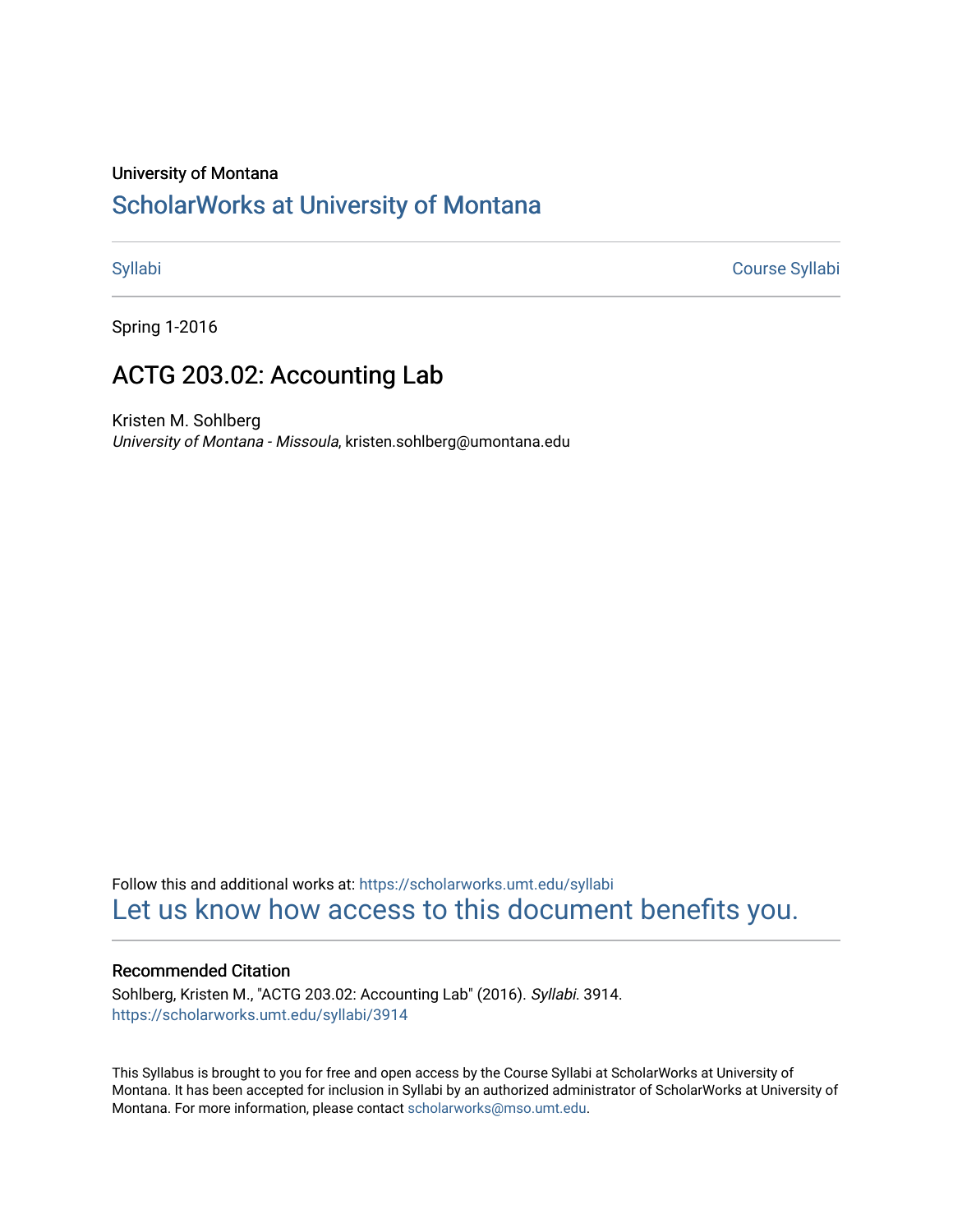University of Montana

# ScholarWorks at University of Montana

Syllabi | Course Syllabi

Spring 1-2016

## ACTG 203.02: Accounting Lab

Kristen M. Sohlberg
*University of Montana - Missoula*, kristen.sohlberg@umontana.edu

Follow this and additional works at: https://scholarworks.umt.edu/syllabi

Let us know how access to this document benefits you.

### Recommended Citation

Sohlberg, Kristen M., "ACTG 203.02: Accounting Lab" (2016). *Syllabi*. 3914.
https://scholarworks.umt.edu/syllabi/3914

This Syllabus is brought to you for free and open access by the Course Syllabi at ScholarWorks at University of Montana. It has been accepted for inclusion in Syllabi by an authorized administrator of ScholarWorks at University of Montana. For more information, please contact scholarworks@mso.umt.edu.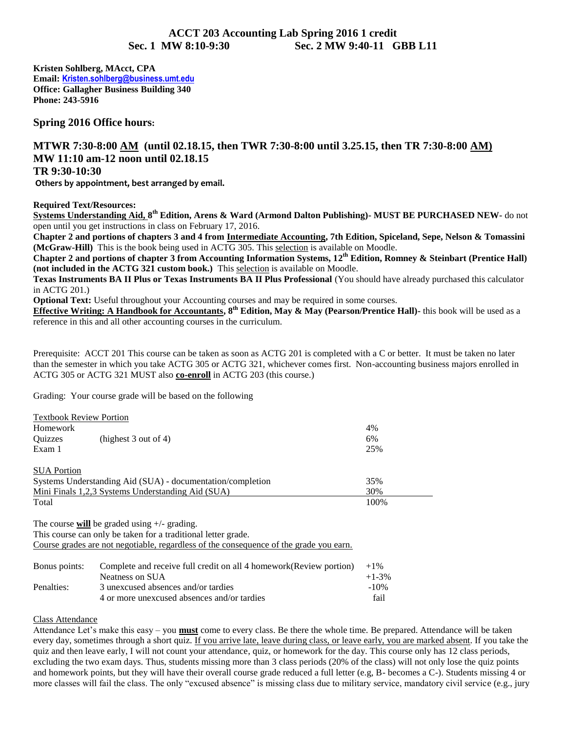# ACCT 203 Accounting Lab Spring 2016 1 credit

**Sec. 1 MW 8:10-9:30 Sec. 2 MW 9:40-11 GBB L11**

**Kristen Sohlberg, MAcct, CPA**
**Email: Kristen.sohlberg@business.umt.edu**
**Office: Gallagher Business Building 340**
**Phone: 243-5916**

## Spring 2016 Office hours:

## MTWR 7:30-8:00 AM (until 02.18.15, then TWR 7:30-8:00 until 3.25.15, then TR 7:30-8:00 AM)
## MW 11:10 am-12 noon until 02.18.15
## TR 9:30-10:30

**Others by appointment, best arranged by email.**

**Required Text/Resources:**

**Systems Understanding Aid, 8th Edition, Arens & Ward (Armond Dalton Publishing)- MUST BE PURCHASED NEW-** do not open until you get instructions in class on February 17, 2016.

**Chapter 2 and portions of chapters 3 and 4 from Intermediate Accounting, 7th Edition, Spiceland, Sepe, Nelson & Tomassini (McGraw-Hill)** This is the book being used in ACTG 305. This selection is available on Moodle.

**Chapter 2 and portions of chapter 3 from Accounting Information Systems, 12th Edition, Romney & Steinbart (Prentice Hall) (not included in the ACTG 321 custom book.)** This selection is available on Moodle.

**Texas Instruments BA II Plus or Texas Instruments BA II Plus Professional** (You should have already purchased this calculator in ACTG 201.)

**Optional Text:** Useful throughout your Accounting courses and may be required in some courses.

**Effective Writing: A Handbook for Accountants, 8th Edition, May & May (Pearson/Prentice Hall)-** this book will be used as a reference in this and all other accounting courses in the curriculum.

Prerequisite: ACCT 201 This course can be taken as soon as ACTG 201 is completed with a C or better. It must be taken no later than the semester in which you take ACTG 305 or ACTG 321, whichever comes first. Non-accounting business majors enrolled in ACTG 305 or ACTG 321 MUST also **co-enroll** in ACTG 203 (this course.)

Grading: Your course grade will be based on the following

| Textbook Review Portion | | |
|---|---|---|
| Homework | | 4% |
| Quizzes | (highest 3 out of 4) | 6% |
| Exam 1 | | 25% |
| **SUA Portion** | | |
| Systems Understanding Aid (SUA) - documentation/completion | | 35% |
| Mini Finals 1,2,3 Systems Understanding Aid (SUA) | | 30% |
| Total | | 100% |

The course **will** be graded using +/- grading.
This course can only be taken for a traditional letter grade.
Course grades are not negotiable, regardless of the consequence of the grade you earn.

| | | |
|---|---|---|
| Bonus points: | Complete and receive full credit on all 4 homework(Review portion) | +1% |
| | Neatness on SUA | +1-3% |
| Penalties: | 3 unexcused absences and/or tardies | -10% |
| | 4 or more unexcused absences and/or tardies | fail |

Class Attendance

Attendance Let's make this easy – you **must** come to every class. Be there the whole time. Be prepared. Attendance will be taken every day, sometimes through a short quiz. If you arrive late, leave during class, or leave early, you are marked absent. If you take the quiz and then leave early, I will not count your attendance, quiz, or homework for the day. This course only has 12 class periods, excluding the two exam days. Thus, students missing more than 3 class periods (20% of the class) will not only lose the quiz points and homework points, but they will have their overall course grade reduced a full letter (e.g, B- becomes a C-). Students missing 4 or more classes will fail the class. The only "excused absence" is missing class due to military service, mandatory civil service (e.g., jury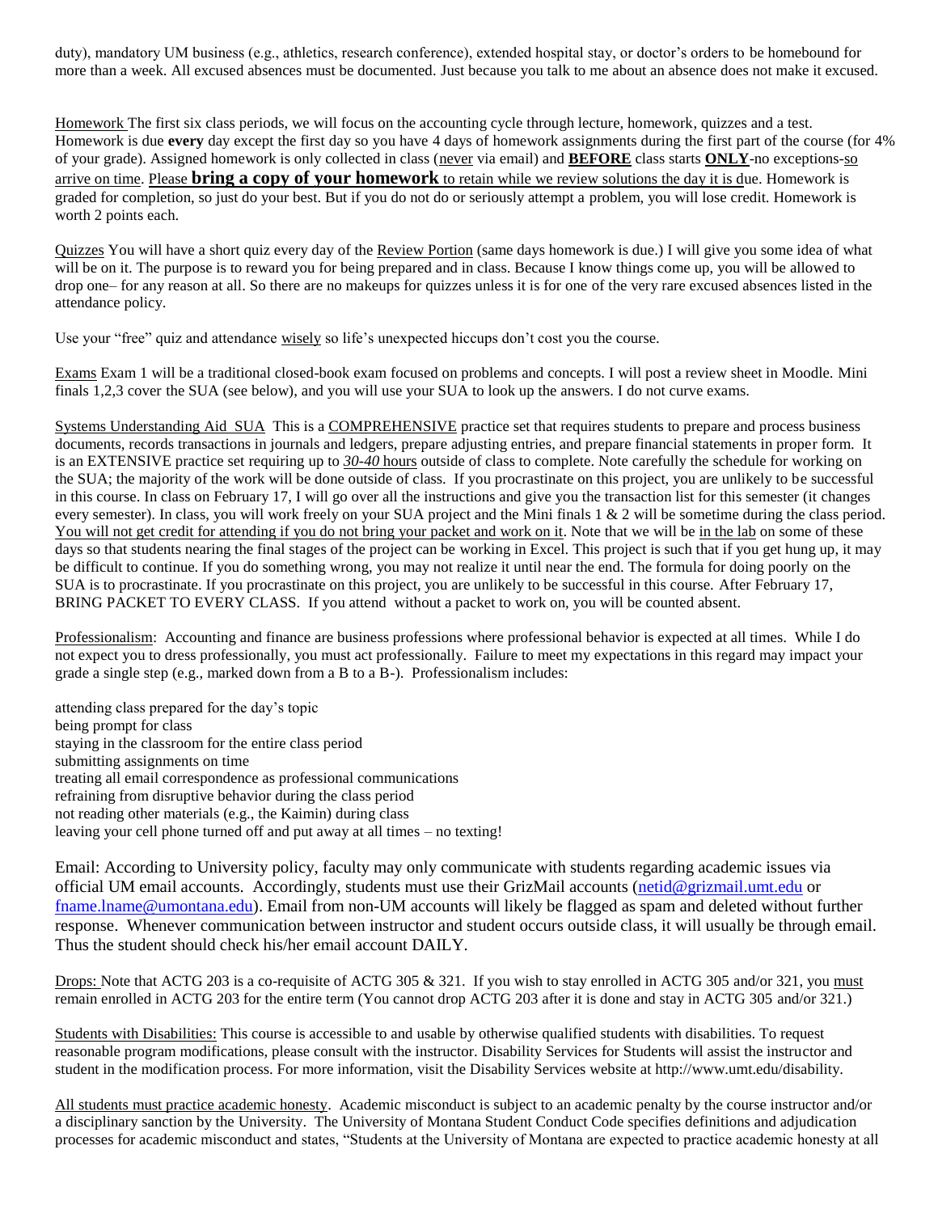duty), mandatory UM business (e.g., athletics, research conference), extended hospital stay, or doctor's orders to be homebound for more than a week. All excused absences must be documented. Just because you talk to me about an absence does not make it excused.

Homework The first six class periods, we will focus on the accounting cycle through lecture, homework, quizzes and a test. Homework is due **every** day except the first day so you have 4 days of homework assignments during the first part of the course (for 4% of your grade). Assigned homework is only collected in class (never via email) and **BEFORE** class starts **ONLY**-no exceptions-so arrive on time. Please **bring a copy of your homework** to retain while we review solutions the day it is due. Homework is graded for completion, so just do your best. But if you do not do or seriously attempt a problem, you will lose credit. Homework is worth 2 points each.

Quizzes You will have a short quiz every day of the Review Portion (same days homework is due.) I will give you some idea of what will be on it. The purpose is to reward you for being prepared and in class. Because I know things come up, you will be allowed to drop one– for any reason at all. So there are no makeups for quizzes unless it is for one of the very rare excused absences listed in the attendance policy.

Use your "free" quiz and attendance wisely so life's unexpected hiccups don't cost you the course.

Exams Exam 1 will be a traditional closed-book exam focused on problems and concepts. I will post a review sheet in Moodle. Mini finals 1,2,3 cover the SUA (see below), and you will use your SUA to look up the answers. I do not curve exams.

Systems Understanding Aid SUA This is a COMPREHENSIVE practice set that requires students to prepare and process business documents, records transactions in journals and ledgers, prepare adjusting entries, and prepare financial statements in proper form. It is an EXTENSIVE practice set requiring up to ***30-40*** hours outside of class to complete. Note carefully the schedule for working on the SUA; the majority of the work will be done outside of class. If you procrastinate on this project, you are unlikely to be successful in this course. In class on February 17, I will go over all the instructions and give you the transaction list for this semester (it changes every semester). In class, you will work freely on your SUA project and the Mini finals 1 & 2 will be sometime during the class period. You will not get credit for attending if you do not bring your packet and work on it. Note that we will be in the lab on some of these days so that students nearing the final stages of the project can be working in Excel. This project is such that if you get hung up, it may be difficult to continue. If you do something wrong, you may not realize it until near the end. The formula for doing poorly on the SUA is to procrastinate. If you procrastinate on this project, you are unlikely to be successful in this course. After February 17, BRING PACKET TO EVERY CLASS. If you attend without a packet to work on, you will be counted absent.

Professionalism: Accounting and finance are business professions where professional behavior is expected at all times. While I do not expect you to dress professionally, you must act professionally. Failure to meet my expectations in this regard may impact your grade a single step (e.g., marked down from a B to a B-). Professionalism includes:

attending class prepared for the day's topic
being prompt for class
staying in the classroom for the entire class period
submitting assignments on time
treating all email correspondence as professional communications
refraining from disruptive behavior during the class period
not reading other materials (e.g., the Kaimin) during class
leaving your cell phone turned off and put away at all times – no texting!

Email: According to University policy, faculty may only communicate with students regarding academic issues via official UM email accounts. Accordingly, students must use their GrizMail accounts (netid@grizmail.umt.edu or fname.lname@umontana.edu). Email from non-UM accounts will likely be flagged as spam and deleted without further response. Whenever communication between instructor and student occurs outside class, it will usually be through email. Thus the student should check his/her email account DAILY.

Drops: Note that ACTG 203 is a co-requisite of ACTG 305 & 321. If you wish to stay enrolled in ACTG 305 and/or 321, you must remain enrolled in ACTG 203 for the entire term (You cannot drop ACTG 203 after it is done and stay in ACTG 305 and/or 321.)

Students with Disabilities: This course is accessible to and usable by otherwise qualified students with disabilities. To request reasonable program modifications, please consult with the instructor. Disability Services for Students will assist the instructor and student in the modification process. For more information, visit the Disability Services website at http://www.umt.edu/disability.

All students must practice academic honesty. Academic misconduct is subject to an academic penalty by the course instructor and/or a disciplinary sanction by the University. The University of Montana Student Conduct Code specifies definitions and adjudication processes for academic misconduct and states, "Students at the University of Montana are expected to practice academic honesty at all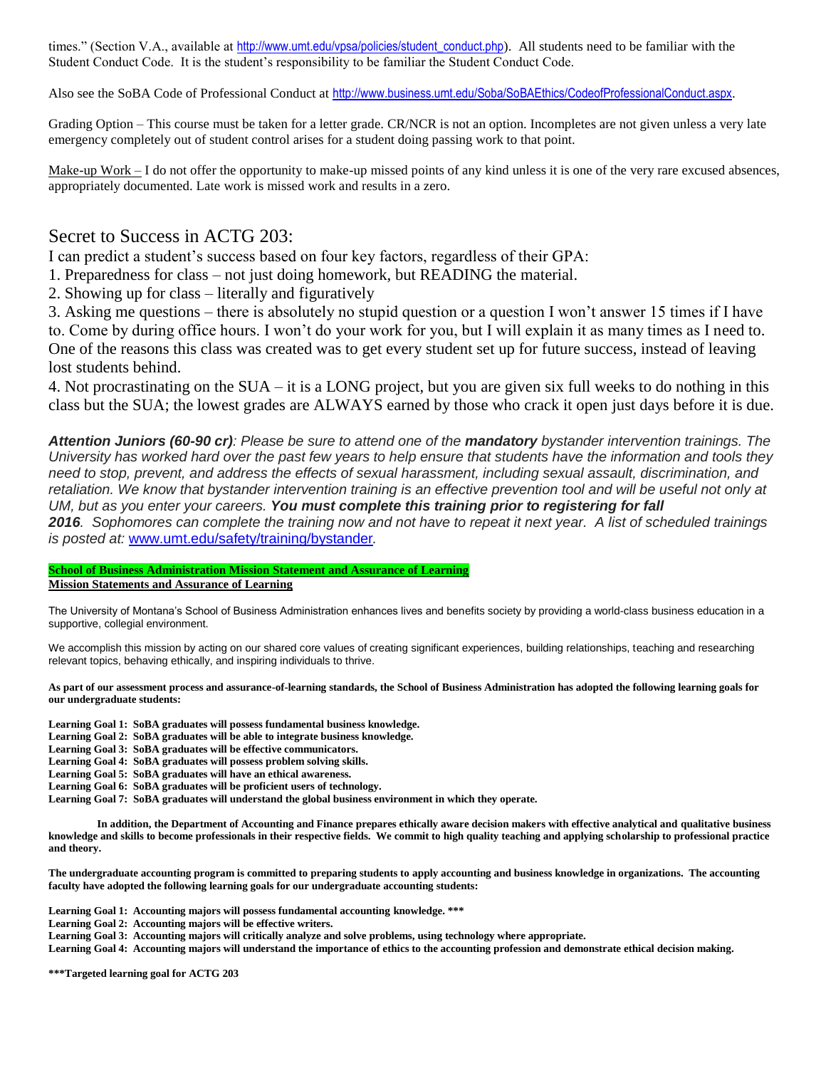times." (Section V.A., available at http://www.umt.edu/vpsa/policies/student_conduct.php). All students need to be familiar with the Student Conduct Code. It is the student's responsibility to be familiar the Student Conduct Code.

Also see the SoBA Code of Professional Conduct at http://www.business.umt.edu/Soba/SoBAEthics/CodeofProfessionalConduct.aspx.

Grading Option – This course must be taken for a letter grade. CR/NCR is not an option. Incompletes are not given unless a very late emergency completely out of student control arises for a student doing passing work to that point.

Make-up Work – I do not offer the opportunity to make-up missed points of any kind unless it is one of the very rare excused absences, appropriately documented. Late work is missed work and results in a zero.

## Secret to Success in ACTG 203:

I can predict a student's success based on four key factors, regardless of their GPA:

1. Preparedness for class – not just doing homework, but READING the material.
2. Showing up for class – literally and figuratively
3. Asking me questions – there is absolutely no stupid question or a question I won't answer 15 times if I have to. Come by during office hours. I won't do your work for you, but I will explain it as many times as I need to. One of the reasons this class was created was to get every student set up for future success, instead of leaving lost students behind.
4. Not procrastinating on the SUA – it is a LONG project, but you are given six full weeks to do nothing in this class but the SUA; the lowest grades are ALWAYS earned by those who crack it open just days before it is due.

***Attention Juniors (60-90 cr)****: Please be sure to attend one of the* ***mandatory*** *bystander intervention trainings. The University has worked hard over the past few years to help ensure that students have the information and tools they need to stop, prevent, and address the effects of sexual harassment, including sexual assault, discrimination, and retaliation. We know that bystander intervention training is an effective prevention tool and will be useful not only at UM, but as you enter your careers.* ***You must complete this training prior to registering for fall 2016****. Sophomores can complete the training now and not have to repeat it next year. A list of scheduled trainings is posted at:* www.umt.edu/safety/training/bystander.

**School of Business Administration Mission Statement and Assurance of Learning**

**Mission Statements and Assurance of Learning**

The University of Montana's School of Business Administration enhances lives and benefits society by providing a world-class business education in a supportive, collegial environment.

We accomplish this mission by acting on our shared core values of creating significant experiences, building relationships, teaching and researching relevant topics, behaving ethically, and inspiring individuals to thrive.

**As part of our assessment process and assurance-of-learning standards, the School of Business Administration has adopted the following learning goals for our undergraduate students:**

**Learning Goal 1: SoBA graduates will possess fundamental business knowledge.**
**Learning Goal 2: SoBA graduates will be able to integrate business knowledge.**
**Learning Goal 3: SoBA graduates will be effective communicators.**
**Learning Goal 4: SoBA graduates will possess problem solving skills.**
**Learning Goal 5: SoBA graduates will have an ethical awareness.**
**Learning Goal 6: SoBA graduates will be proficient users of technology.**
**Learning Goal 7: SoBA graduates will understand the global business environment in which they operate.**

**In addition, the Department of Accounting and Finance prepares ethically aware decision makers with effective analytical and qualitative business knowledge and skills to become professionals in their respective fields. We commit to high quality teaching and applying scholarship to professional practice and theory.**

**The undergraduate accounting program is committed to preparing students to apply accounting and business knowledge in organizations. The accounting faculty have adopted the following learning goals for our undergraduate accounting students:**

**Learning Goal 1: Accounting majors will possess fundamental accounting knowledge. \*\*\***
**Learning Goal 2: Accounting majors will be effective writers.**
**Learning Goal 3: Accounting majors will critically analyze and solve problems, using technology where appropriate.**
**Learning Goal 4: Accounting majors will understand the importance of ethics to the accounting profession and demonstrate ethical decision making.**

**\*\*\*Targeted learning goal for ACTG 203**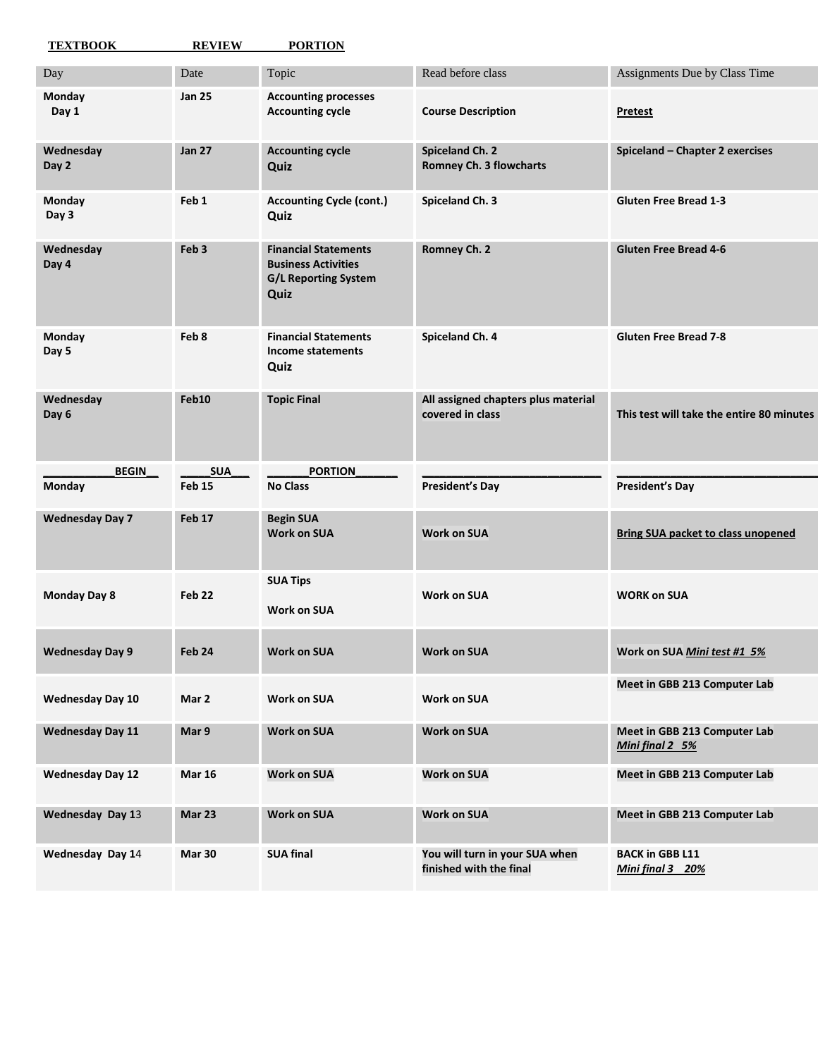**TEXTBOOK REVIEW PORTION**

| Day | Date | Topic | Read before class | Assignments Due by Class Time |
| --- | --- | --- | --- | --- |
| **Monday Day 1** | **Jan 25** | **Accounting processes Accounting cycle** | **Course Description** | **Pretest** |
| **Wednesday Day 2** | **Jan 27** | **Accounting cycle Quiz** | **Spiceland Ch. 2 Romney Ch. 3 flowcharts** | **Spiceland – Chapter 2 exercises** |
| **Monday Day 3** | **Feb 1** | **Accounting Cycle (cont.) Quiz** | **Spiceland Ch. 3** | **Gluten Free Bread 1-3** |
| **Wednesday Day 4** | **Feb 3** | **Financial Statements Business Activities G/L Reporting System Quiz** | **Romney Ch. 2** | **Gluten Free Bread 4-6** |
| **Monday Day 5** | **Feb 8** | **Financial Statements Income statements Quiz** | **Spiceland Ch. 4** | **Gluten Free Bread 7-8** |
| **Wednesday Day 6** | **Feb10** | **Topic Final** | **All assigned chapters plus material covered in class** | **This test will take the entire 80 minutes** |
| **BEGIN Monday** | **SUA Feb 15** | **PORTION No Class** | **President's Day** | **President's Day** |
| **Wednesday Day 7** | **Feb 17** | **Begin SUA Work on SUA** | **Work on SUA** | **Bring SUA packet to class unopened** |
| **Monday Day 8** | **Feb 22** | **SUA Tips Work on SUA** | **Work on SUA** | **WORK on SUA** |
| **Wednesday Day 9** | **Feb 24** | **Work on SUA** | **Work on SUA** | **Work on SUA *Mini test #1 5%*** |
| **Wednesday Day 10** | **Mar 2** | **Work on SUA** | **Work on SUA** | **Meet in GBB 213 Computer Lab** |
| **Wednesday Day 11** | **Mar 9** | **Work on SUA** | **Work on SUA** | **Meet in GBB 213 Computer Lab *Mini final 2 5%*** |
| **Wednesday Day 12** | **Mar 16** | **Work on SUA** | **Work on SUA** | **Meet in GBB 213 Computer Lab** |
| **Wednesday Day 13** | **Mar 23** | **Work on SUA** | **Work on SUA** | **Meet in GBB 213 Computer Lab** |
| **Wednesday Day 14** | **Mar 30** | **SUA final** | **You will turn in your SUA when finished with the final** | **BACK in GBB L11 *Mini final 3 20%*** |